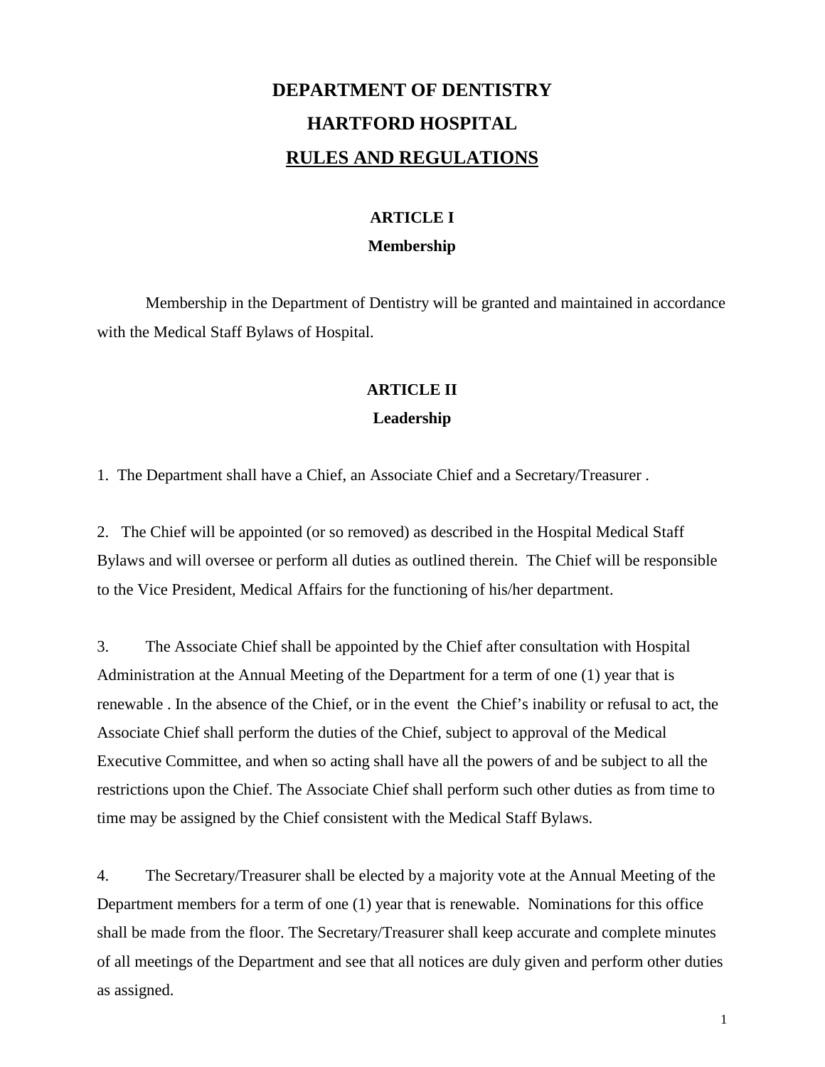# DEPARTMENT OF DENTISTRY

# HARTFORD HOSPITAL

# RULES AND REGULATIONS

## ARTICLE I

### Membership

Membership in the Department of Dentistry will be granted and maintained in accordance with the Medical Staff Bylaws of Hospital.

## ARTICLE II

### Leadership

1. The Department shall have a Chief, an Associate Chief and a Secretary/Treasurer .

2. The Chief will be appointed (or so removed) as described in the Hospital Medical Staff Bylaws and will oversee or perform all duties as outlined therein. The Chief will be responsible to the Vice President, Medical Affairs for the functioning of his/her department.

3. The Associate Chief shall be appointed by the Chief after consultation with Hospital Administration at the Annual Meeting of the Department for a term of one (1) year that is renewable . In the absence of the Chief, or in the event the Chief's inability or refusal to act, the Associate Chief shall perform the duties of the Chief, subject to approval of the Medical Executive Committee, and when so acting shall have all the powers of and be subject to all the restrictions upon the Chief. The Associate Chief shall perform such other duties as from time to time may be assigned by the Chief consistent with the Medical Staff Bylaws.

4. The Secretary/Treasurer shall be elected by a majority vote at the Annual Meeting of the Department members for a term of one (1) year that is renewable. Nominations for this office shall be made from the floor. The Secretary/Treasurer shall keep accurate and complete minutes of all meetings of the Department and see that all notices are duly given and perform other duties as assigned.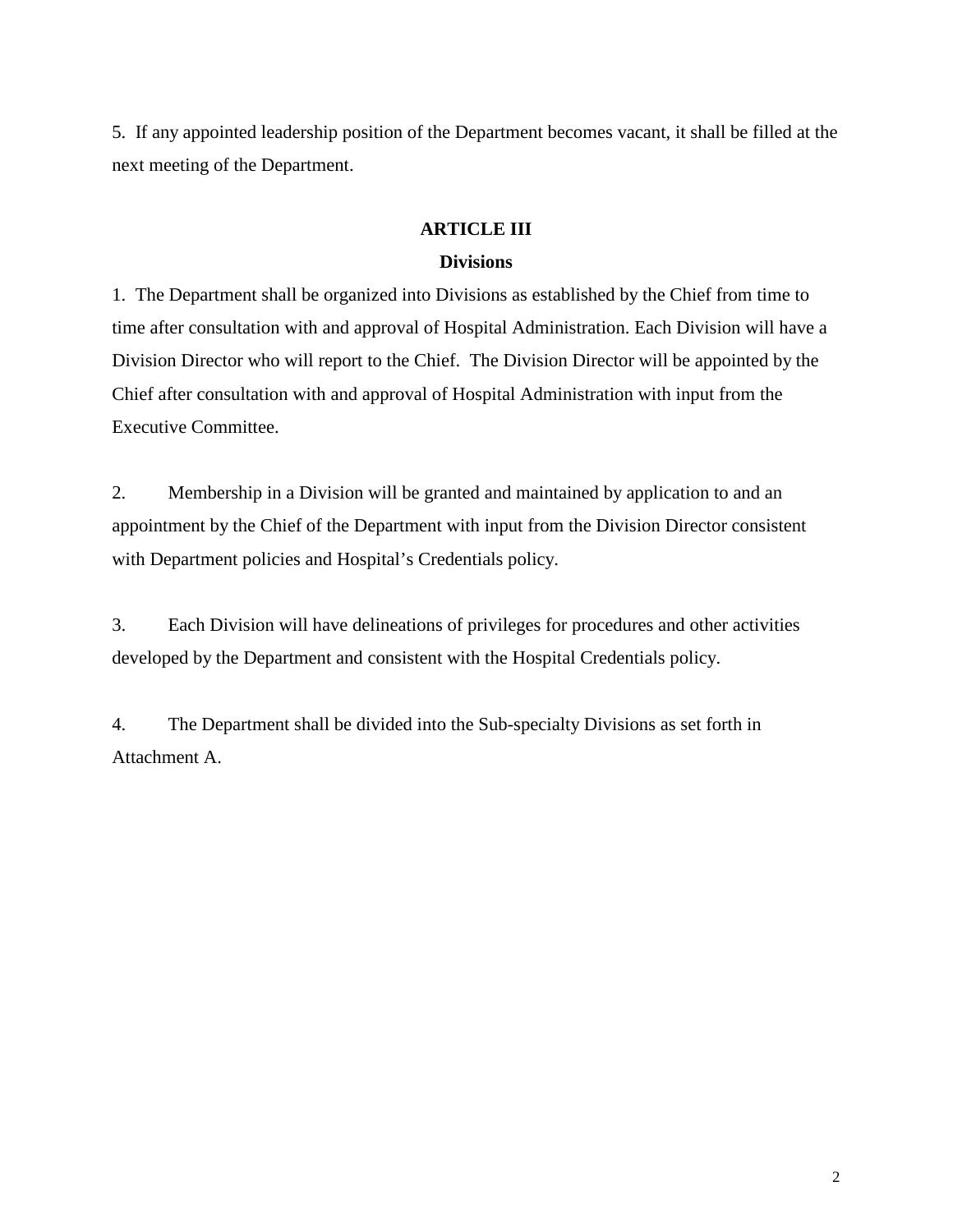5. If any appointed leadership position of the Department becomes vacant, it shall be filled at the next meeting of the Department.

## ARTICLE III
## Divisions

1. The Department shall be organized into Divisions as established by the Chief from time to time after consultation with and approval of Hospital Administration. Each Division will have a Division Director who will report to the Chief. The Division Director will be appointed by the Chief after consultation with and approval of Hospital Administration with input from the Executive Committee.

2. Membership in a Division will be granted and maintained by application to and an appointment by the Chief of the Department with input from the Division Director consistent with Department policies and Hospital's Credentials policy.

3. Each Division will have delineations of privileges for procedures and other activities developed by the Department and consistent with the Hospital Credentials policy.

4. The Department shall be divided into the Sub-specialty Divisions as set forth in Attachment A.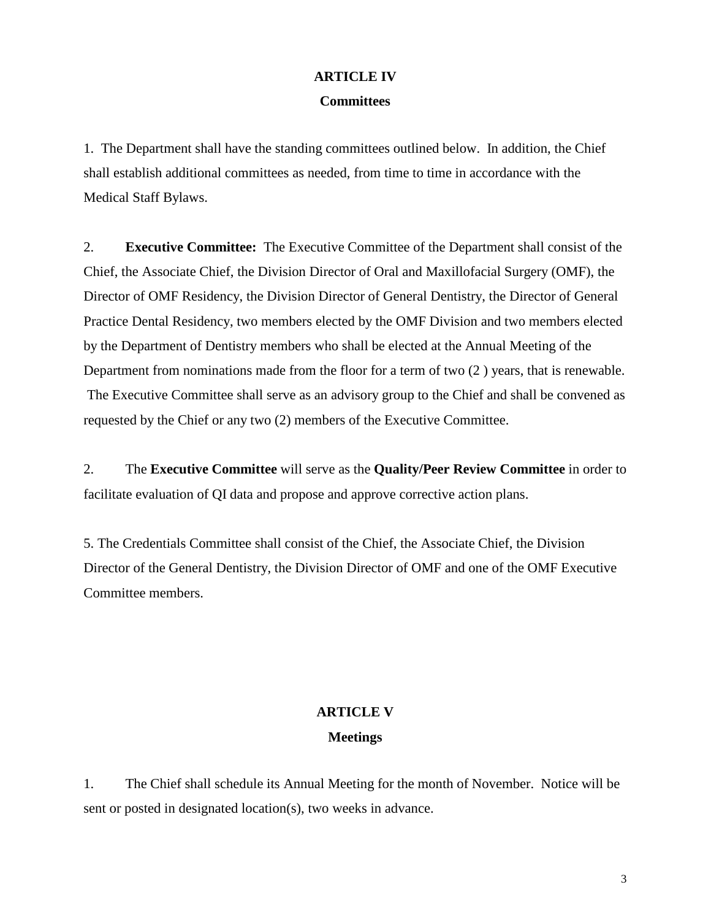## ARTICLE IV
## Committees

1. The Department shall have the standing committees outlined below. In addition, the Chief shall establish additional committees as needed, from time to time in accordance with the Medical Staff Bylaws.

2. **Executive Committee:** The Executive Committee of the Department shall consist of the Chief, the Associate Chief, the Division Director of Oral and Maxillofacial Surgery (OMF), the Director of OMF Residency, the Division Director of General Dentistry, the Director of General Practice Dental Residency, two members elected by the OMF Division and two members elected by the Department of Dentistry members who shall be elected at the Annual Meeting of the Department from nominations made from the floor for a term of two (2 ) years, that is renewable. The Executive Committee shall serve as an advisory group to the Chief and shall be convened as requested by the Chief or any two (2) members of the Executive Committee.

2. The **Executive Committee** will serve as the **Quality/Peer Review Committee** in order to facilitate evaluation of QI data and propose and approve corrective action plans.

5. The Credentials Committee shall consist of the Chief, the Associate Chief, the Division Director of the General Dentistry, the Division Director of OMF and one of the OMF Executive Committee members.

## ARTICLE V
## Meetings

1. The Chief shall schedule its Annual Meeting for the month of November. Notice will be sent or posted in designated location(s), two weeks in advance.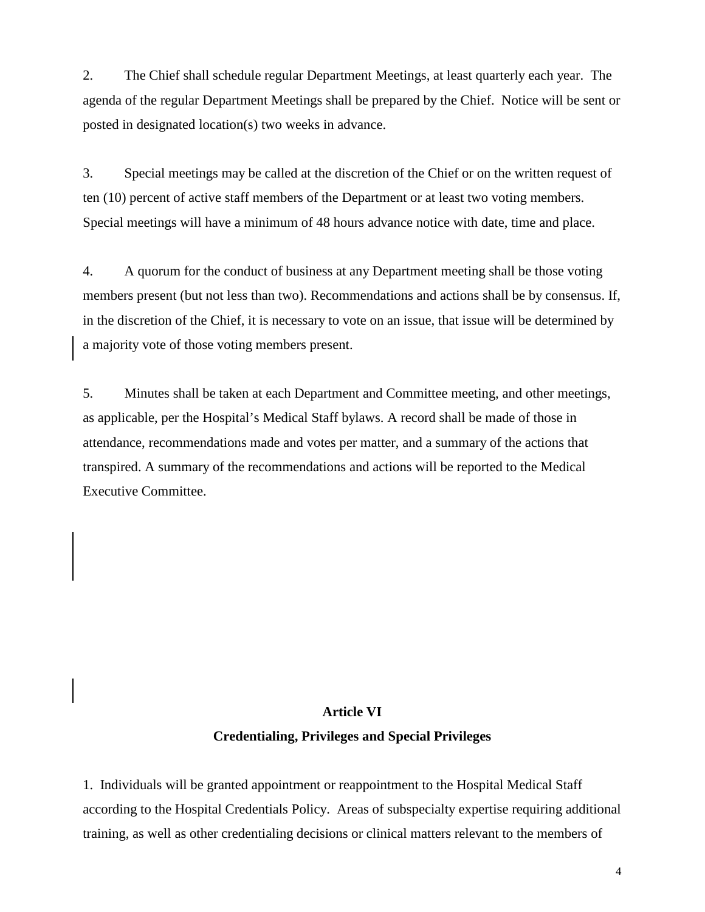2. The Chief shall schedule regular Department Meetings, at least quarterly each year. The agenda of the regular Department Meetings shall be prepared by the Chief. Notice will be sent or posted in designated location(s) two weeks in advance.

3. Special meetings may be called at the discretion of the Chief or on the written request of ten (10) percent of active staff members of the Department or at least two voting members. Special meetings will have a minimum of 48 hours advance notice with date, time and place.

4. A quorum for the conduct of business at any Department meeting shall be those voting members present (but not less than two). Recommendations and actions shall be by consensus. If, in the discretion of the Chief, it is necessary to vote on an issue, that issue will be determined by a majority vote of those voting members present.

5. Minutes shall be taken at each Department and Committee meeting, and other meetings, as applicable, per the Hospital's Medical Staff bylaws. A record shall be made of those in attendance, recommendations made and votes per matter, and a summary of the actions that transpired. A summary of the recommendations and actions will be reported to the Medical Executive Committee.

## Article VI
## Credentialing, Privileges and Special Privileges

1. Individuals will be granted appointment or reappointment to the Hospital Medical Staff according to the Hospital Credentials Policy. Areas of subspecialty expertise requiring additional training, as well as other credentialing decisions or clinical matters relevant to the members of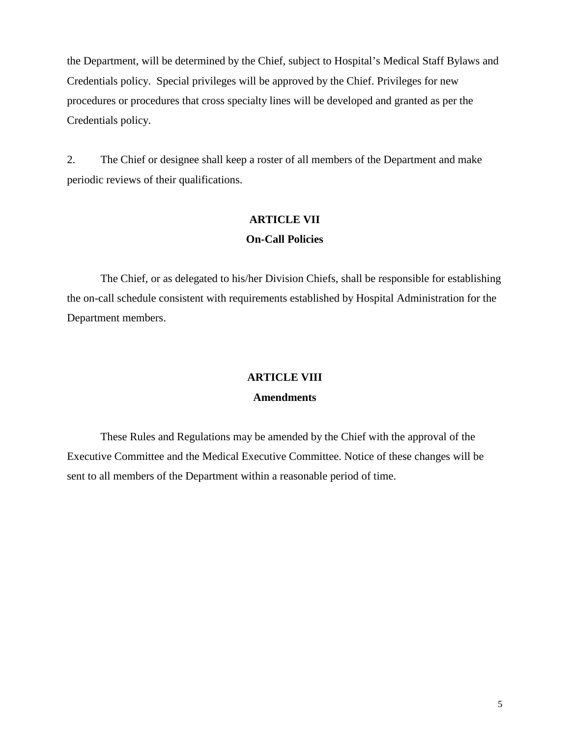the Department, will be determined by the Chief, subject to Hospital's Medical Staff Bylaws and Credentials policy.  Special privileges will be approved by the Chief. Privileges for new procedures or procedures that cross specialty lines will be developed and granted as per the Credentials policy.

2. The Chief or designee shall keep a roster of all members of the Department and make periodic reviews of their qualifications.

## ARTICLE VII
## On-Call Policies

The Chief, or as delegated to his/her Division Chiefs, shall be responsible for establishing the on-call schedule consistent with requirements established by Hospital Administration for the Department members.

## ARTICLE VIII
## Amendments

These Rules and Regulations may be amended by the Chief with the approval of the Executive Committee and the Medical Executive Committee. Notice of these changes will be sent to all members of the Department within a reasonable period of time.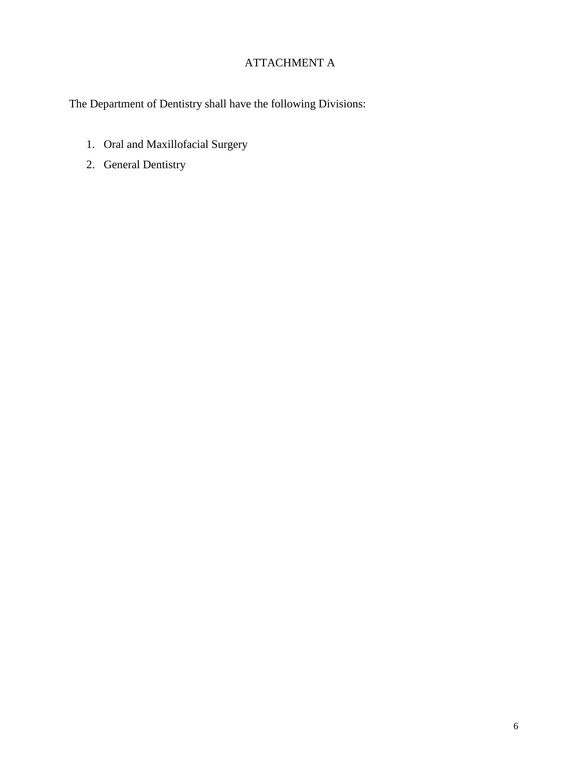# ATTACHMENT A

The Department of Dentistry shall have the following Divisions:

1. Oral and Maxillofacial Surgery
2. General Dentistry